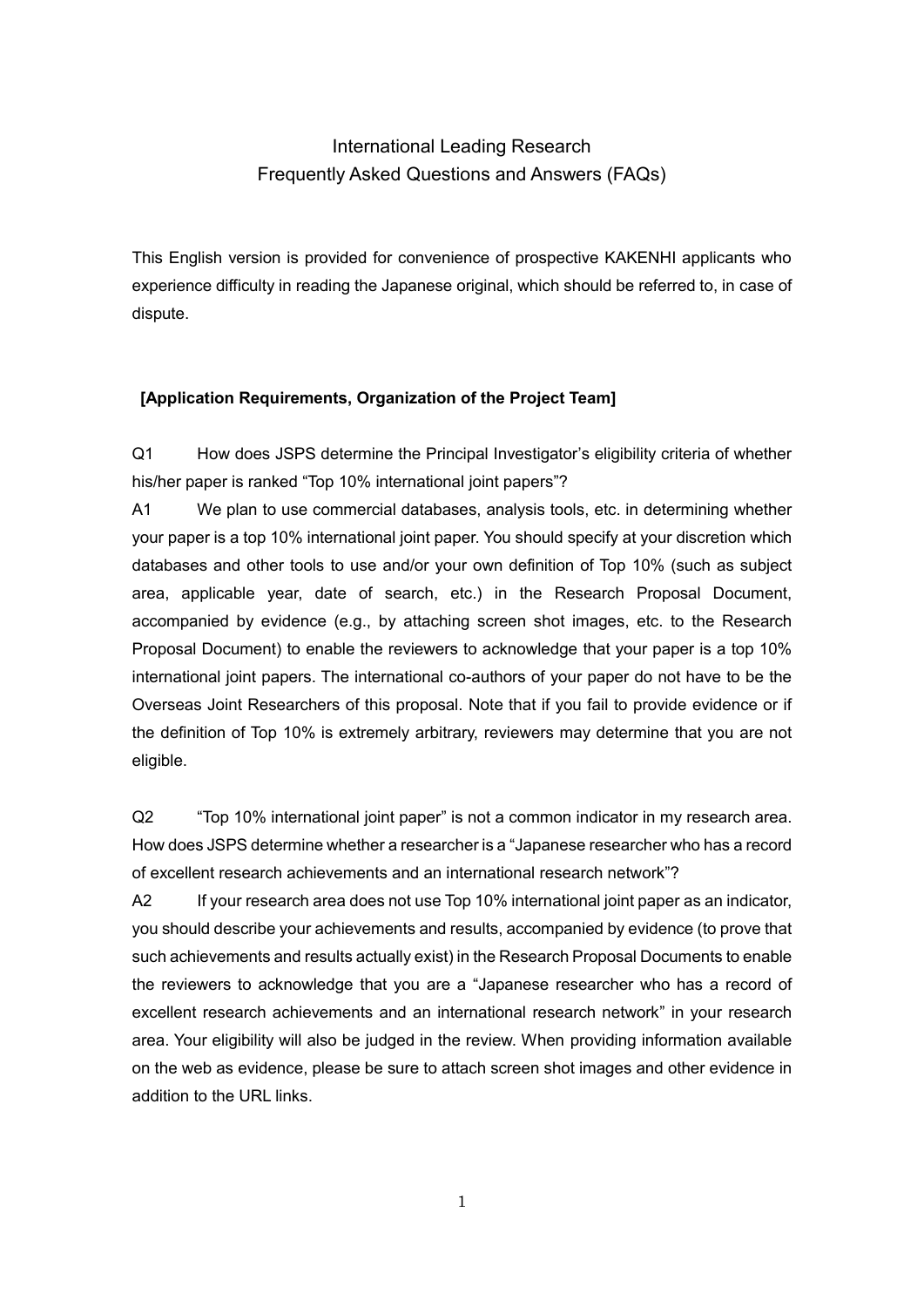# International Leading Research
## Frequently Asked Questions and Answers (FAQs)

This English version is provided for convenience of prospective KAKENHI applicants who experience difficulty in reading the Japanese original, which should be referred to, in case of dispute.

### [Application Requirements, Organization of the Project Team]

Q1 How does JSPS determine the Principal Investigator's eligibility criteria of whether his/her paper is ranked "Top 10% international joint papers"?

A1 We plan to use commercial databases, analysis tools, etc. in determining whether your paper is a top 10% international joint paper. You should specify at your discretion which databases and other tools to use and/or your own definition of Top 10% (such as subject area, applicable year, date of search, etc.) in the Research Proposal Document, accompanied by evidence (e.g., by attaching screen shot images, etc. to the Research Proposal Document) to enable the reviewers to acknowledge that your paper is a top 10% international joint papers. The international co-authors of your paper do not have to be the Overseas Joint Researchers of this proposal. Note that if you fail to provide evidence or if the definition of Top 10% is extremely arbitrary, reviewers may determine that you are not eligible.

Q2 "Top 10% international joint paper" is not a common indicator in my research area. How does JSPS determine whether a researcher is a "Japanese researcher who has a record of excellent research achievements and an international research network"?

A2 If your research area does not use Top 10% international joint paper as an indicator, you should describe your achievements and results, accompanied by evidence (to prove that such achievements and results actually exist) in the Research Proposal Documents to enable the reviewers to acknowledge that you are a "Japanese researcher who has a record of excellent research achievements and an international research network" in your research area. Your eligibility will also be judged in the review. When providing information available on the web as evidence, please be sure to attach screen shot images and other evidence in addition to the URL links.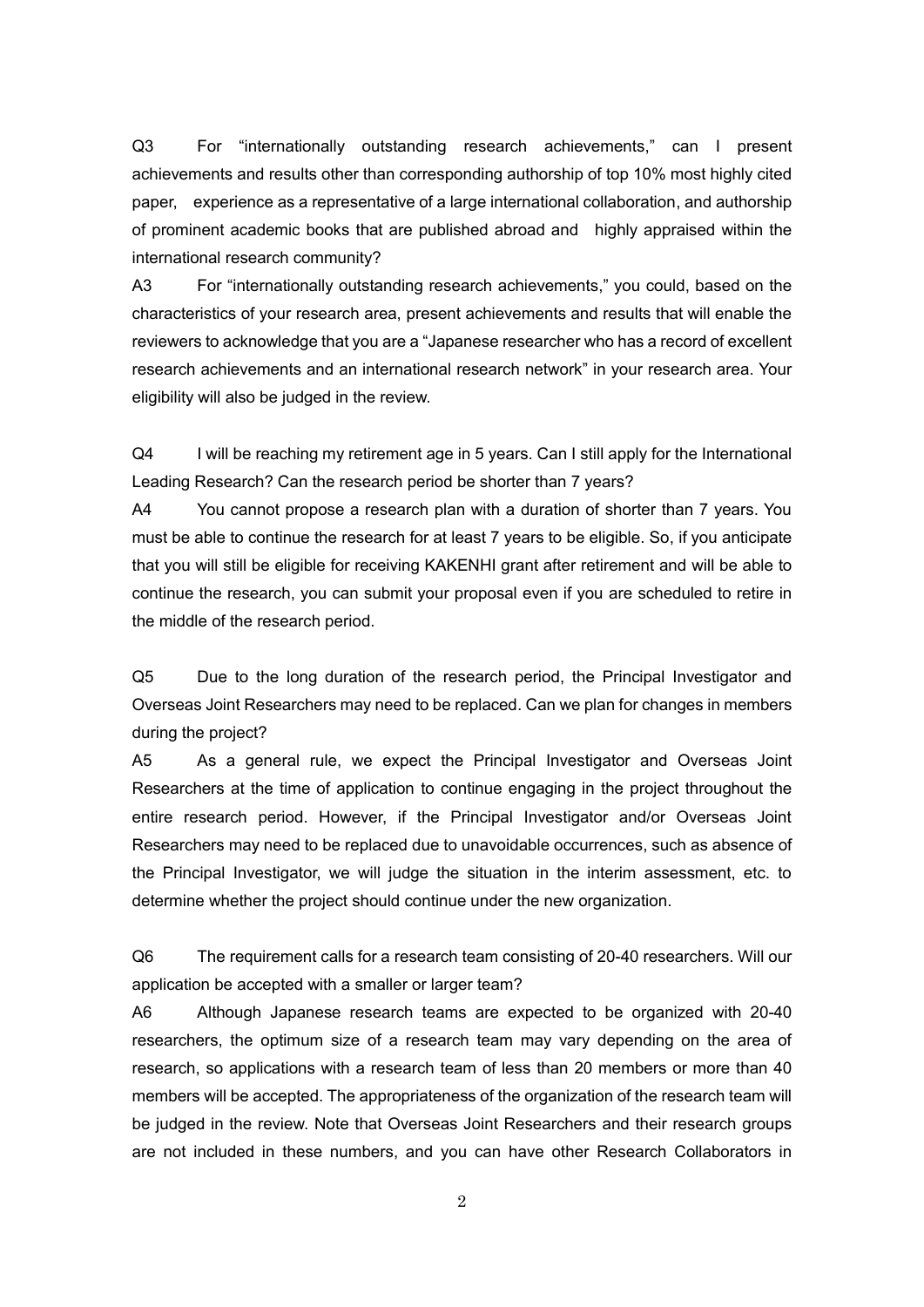Q3 For "internationally outstanding research achievements," can I present achievements and results other than corresponding authorship of top 10% most highly cited paper, experience as a representative of a large international collaboration, and authorship of prominent academic books that are published abroad and highly appraised within the international research community?

A3 For "internationally outstanding research achievements," you could, based on the characteristics of your research area, present achievements and results that will enable the reviewers to acknowledge that you are a "Japanese researcher who has a record of excellent research achievements and an international research network" in your research area. Your eligibility will also be judged in the review.

Q4 I will be reaching my retirement age in 5 years. Can I still apply for the International Leading Research? Can the research period be shorter than 7 years?

A4 You cannot propose a research plan with a duration of shorter than 7 years. You must be able to continue the research for at least 7 years to be eligible. So, if you anticipate that you will still be eligible for receiving KAKENHI grant after retirement and will be able to continue the research, you can submit your proposal even if you are scheduled to retire in the middle of the research period.

Q5 Due to the long duration of the research period, the Principal Investigator and Overseas Joint Researchers may need to be replaced. Can we plan for changes in members during the project?

A5 As a general rule, we expect the Principal Investigator and Overseas Joint Researchers at the time of application to continue engaging in the project throughout the entire research period. However, if the Principal Investigator and/or Overseas Joint Researchers may need to be replaced due to unavoidable occurrences, such as absence of the Principal Investigator, we will judge the situation in the interim assessment, etc. to determine whether the project should continue under the new organization.

Q6 The requirement calls for a research team consisting of 20-40 researchers. Will our application be accepted with a smaller or larger team?

A6 Although Japanese research teams are expected to be organized with 20-40 researchers, the optimum size of a research team may vary depending on the area of research, so applications with a research team of less than 20 members or more than 40 members will be accepted. The appropriateness of the organization of the research team will be judged in the review. Note that Overseas Joint Researchers and their research groups are not included in these numbers, and you can have other Research Collaborators in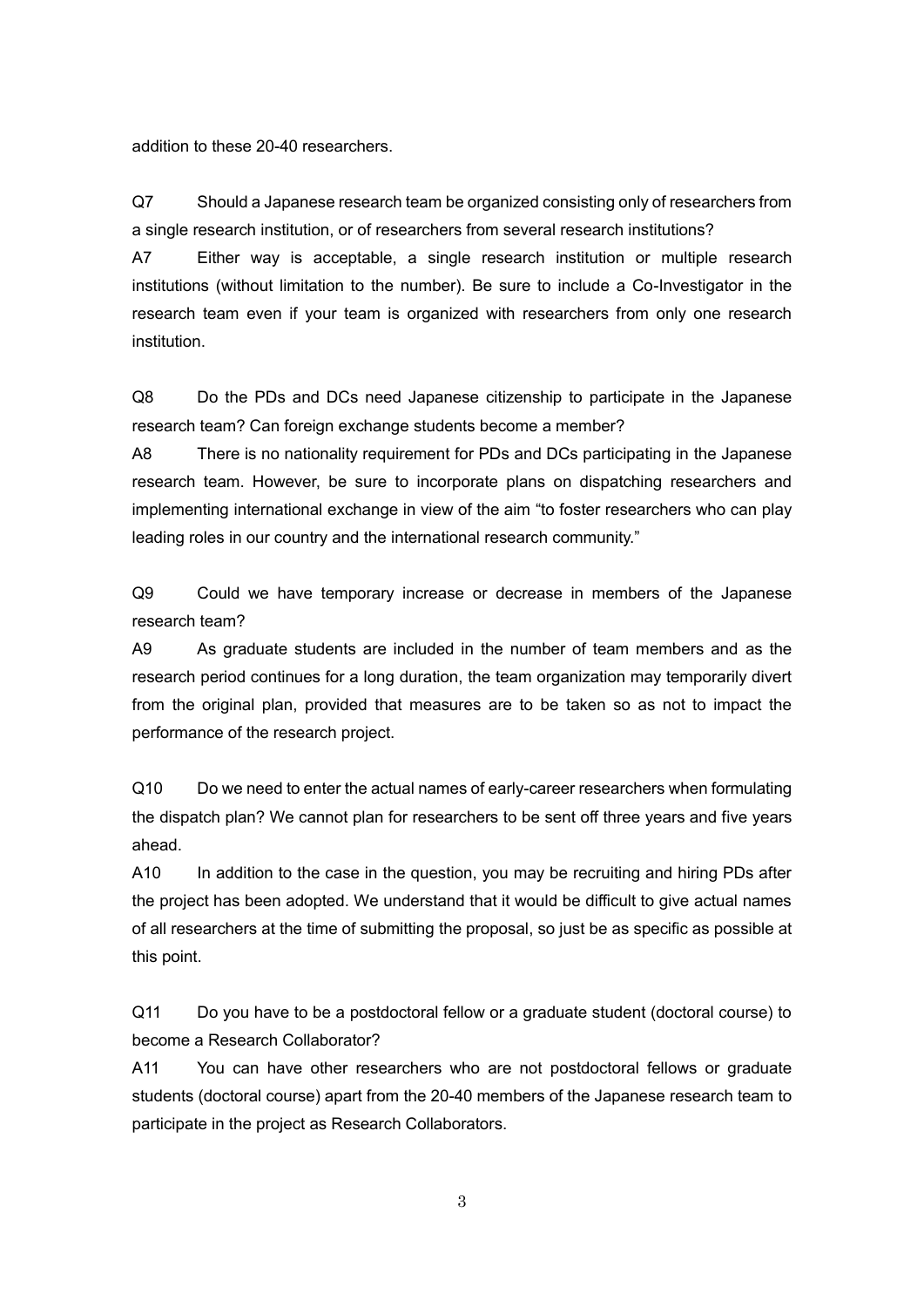addition to these 20-40 researchers.

Q7 Should a Japanese research team be organized consisting only of researchers from a single research institution, or of researchers from several research institutions?

A7 Either way is acceptable, a single research institution or multiple research institutions (without limitation to the number). Be sure to include a Co-Investigator in the research team even if your team is organized with researchers from only one research institution.

Q8 Do the PDs and DCs need Japanese citizenship to participate in the Japanese research team? Can foreign exchange students become a member?

A8 There is no nationality requirement for PDs and DCs participating in the Japanese research team. However, be sure to incorporate plans on dispatching researchers and implementing international exchange in view of the aim "to foster researchers who can play leading roles in our country and the international research community."

Q9 Could we have temporary increase or decrease in members of the Japanese research team?

A9 As graduate students are included in the number of team members and as the research period continues for a long duration, the team organization may temporarily divert from the original plan, provided that measures are to be taken so as not to impact the performance of the research project.

Q10 Do we need to enter the actual names of early-career researchers when formulating the dispatch plan? We cannot plan for researchers to be sent off three years and five years ahead.

A10 In addition to the case in the question, you may be recruiting and hiring PDs after the project has been adopted. We understand that it would be difficult to give actual names of all researchers at the time of submitting the proposal, so just be as specific as possible at this point.

Q11 Do you have to be a postdoctoral fellow or a graduate student (doctoral course) to become a Research Collaborator?

A11 You can have other researchers who are not postdoctoral fellows or graduate students (doctoral course) apart from the 20-40 members of the Japanese research team to participate in the project as Research Collaborators.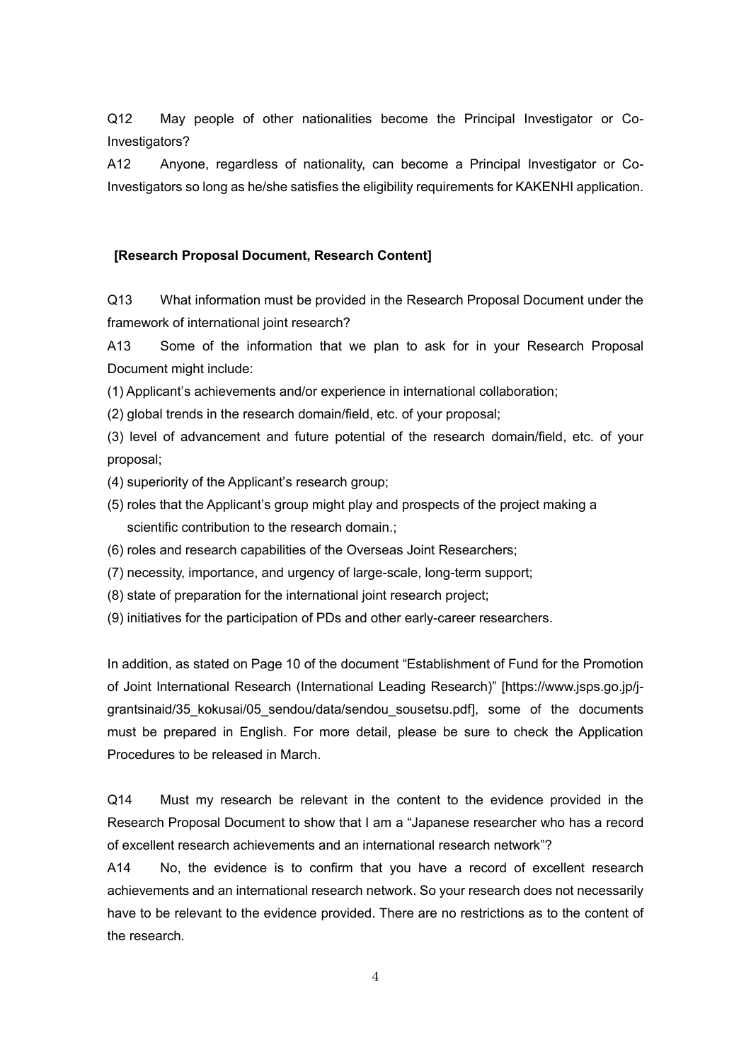Q12 May people of other nationalities become the Principal Investigator or Co-Investigators?

A12 Anyone, regardless of nationality, can become a Principal Investigator or Co-Investigators so long as he/she satisfies the eligibility requirements for KAKENHI application.

**[Research Proposal Document, Research Content]**

Q13 What information must be provided in the Research Proposal Document under the framework of international joint research?

A13 Some of the information that we plan to ask for in your Research Proposal Document might include:

(1) Applicant's achievements and/or experience in international collaboration;
(2) global trends in the research domain/field, etc. of your proposal;
(3) level of advancement and future potential of the research domain/field, etc. of your proposal;
(4) superiority of the Applicant's research group;
(5) roles that the Applicant's group might play and prospects of the project making a scientific contribution to the research domain.;
(6) roles and research capabilities of the Overseas Joint Researchers;
(7) necessity, importance, and urgency of large-scale, long-term support;
(8) state of preparation for the international joint research project;
(9) initiatives for the participation of PDs and other early-career researchers.

In addition, as stated on Page 10 of the document "Establishment of Fund for the Promotion of Joint International Research (International Leading Research)" [https://www.jsps.go.jp/j-grantsinaid/35_kokusai/05_sendou/data/sendou_sousetsu.pdf], some of the documents must be prepared in English. For more detail, please be sure to check the Application Procedures to be released in March.

Q14 Must my research be relevant in the content to the evidence provided in the Research Proposal Document to show that I am a "Japanese researcher who has a record of excellent research achievements and an international research network"?

A14 No, the evidence is to confirm that you have a record of excellent research achievements and an international research network. So your research does not necessarily have to be relevant to the evidence provided. There are no restrictions as to the content of the research.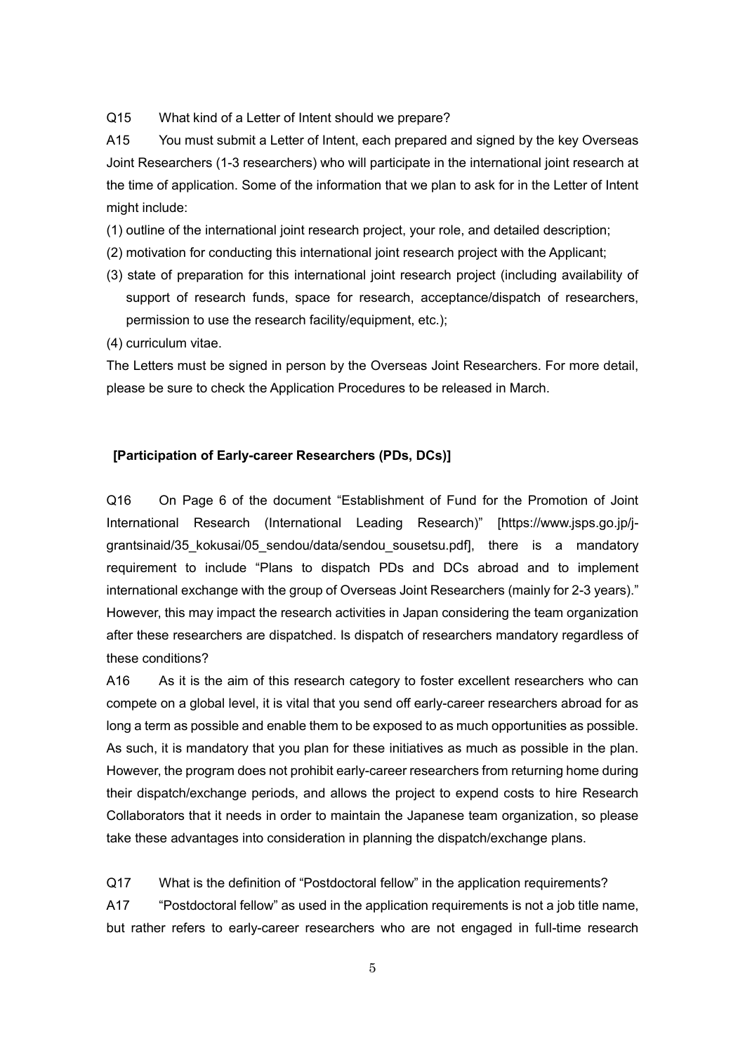Q15 What kind of a Letter of Intent should we prepare?

A15 You must submit a Letter of Intent, each prepared and signed by the key Overseas Joint Researchers (1-3 researchers) who will participate in the international joint research at the time of application. Some of the information that we plan to ask for in the Letter of Intent might include:

(1) outline of the international joint research project, your role, and detailed description;

(2) motivation for conducting this international joint research project with the Applicant;

(3) state of preparation for this international joint research project (including availability of support of research funds, space for research, acceptance/dispatch of researchers, permission to use the research facility/equipment, etc.);

(4) curriculum vitae.

The Letters must be signed in person by the Overseas Joint Researchers. For more detail, please be sure to check the Application Procedures to be released in March.

**[Participation of Early-career Researchers (PDs, DCs)]**

Q16 On Page 6 of the document "Establishment of Fund for the Promotion of Joint International Research (International Leading Research)" [https://www.jsps.go.jp/j-grantsinaid/35_kokusai/05_sendou/data/sendou_sousetsu.pdf], there is a mandatory requirement to include "Plans to dispatch PDs and DCs abroad and to implement international exchange with the group of Overseas Joint Researchers (mainly for 2-3 years)." However, this may impact the research activities in Japan considering the team organization after these researchers are dispatched. Is dispatch of researchers mandatory regardless of these conditions?

A16 As it is the aim of this research category to foster excellent researchers who can compete on a global level, it is vital that you send off early-career researchers abroad for as long a term as possible and enable them to be exposed to as much opportunities as possible. As such, it is mandatory that you plan for these initiatives as much as possible in the plan. However, the program does not prohibit early-career researchers from returning home during their dispatch/exchange periods, and allows the project to expend costs to hire Research Collaborators that it needs in order to maintain the Japanese team organization, so please take these advantages into consideration in planning the dispatch/exchange plans.

Q17 What is the definition of "Postdoctoral fellow" in the application requirements?

A17 "Postdoctoral fellow" as used in the application requirements is not a job title name, but rather refers to early-career researchers who are not engaged in full-time research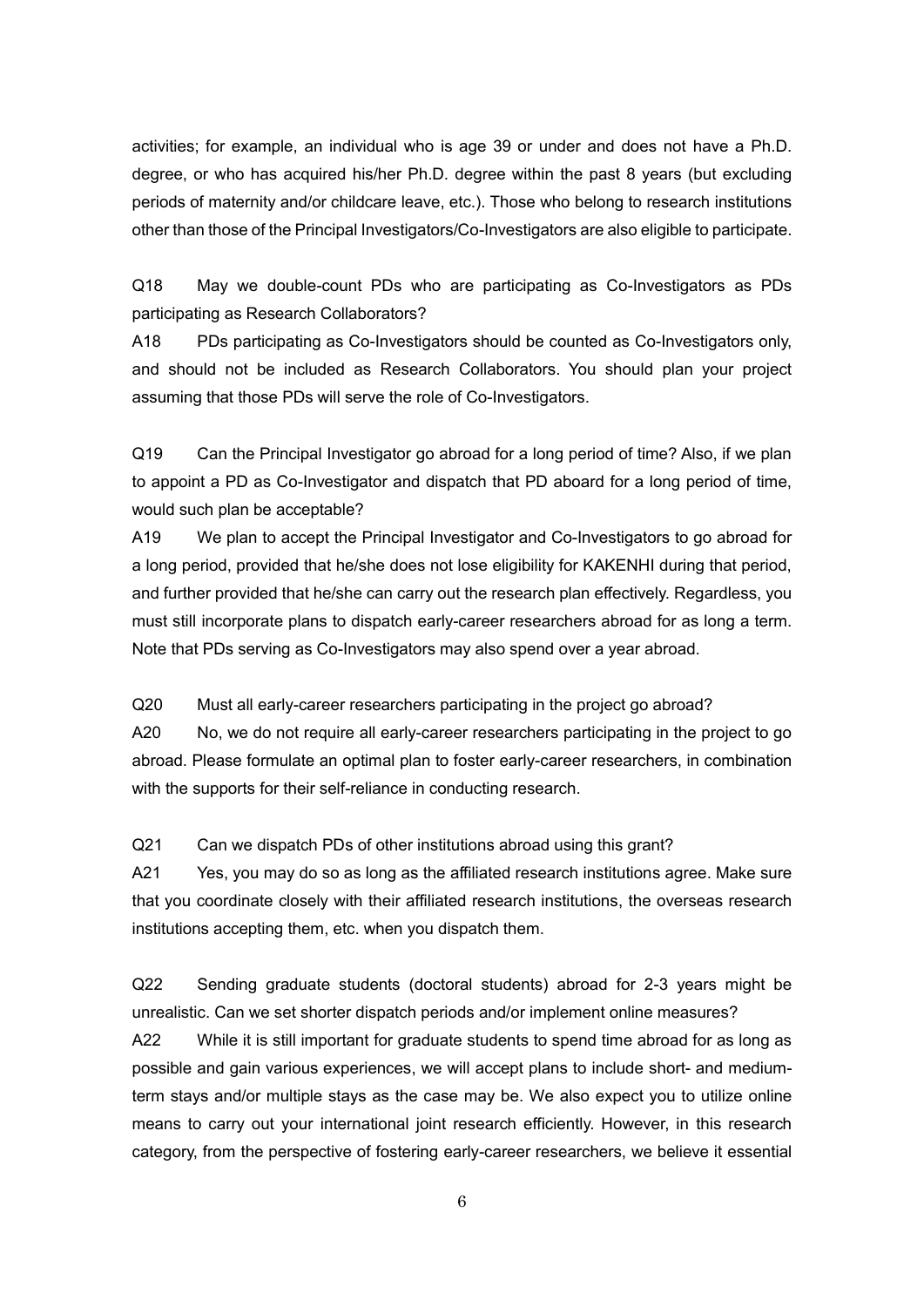activities; for example, an individual who is age 39 or under and does not have a Ph.D. degree, or who has acquired his/her Ph.D. degree within the past 8 years (but excluding periods of maternity and/or childcare leave, etc.). Those who belong to research institutions other than those of the Principal Investigators/Co-Investigators are also eligible to participate.

Q18 May we double-count PDs who are participating as Co-Investigators as PDs participating as Research Collaborators?

A18 PDs participating as Co-Investigators should be counted as Co-Investigators only, and should not be included as Research Collaborators. You should plan your project assuming that those PDs will serve the role of Co-Investigators.

Q19 Can the Principal Investigator go abroad for a long period of time? Also, if we plan to appoint a PD as Co-Investigator and dispatch that PD aboard for a long period of time, would such plan be acceptable?

A19 We plan to accept the Principal Investigator and Co-Investigators to go abroad for a long period, provided that he/she does not lose eligibility for KAKENHI during that period, and further provided that he/she can carry out the research plan effectively. Regardless, you must still incorporate plans to dispatch early-career researchers abroad for as long a term. Note that PDs serving as Co-Investigators may also spend over a year abroad.

Q20 Must all early-career researchers participating in the project go abroad?

A20 No, we do not require all early-career researchers participating in the project to go abroad. Please formulate an optimal plan to foster early-career researchers, in combination with the supports for their self-reliance in conducting research.

Q21 Can we dispatch PDs of other institutions abroad using this grant?

A21 Yes, you may do so as long as the affiliated research institutions agree. Make sure that you coordinate closely with their affiliated research institutions, the overseas research institutions accepting them, etc. when you dispatch them.

Q22 Sending graduate students (doctoral students) abroad for 2-3 years might be unrealistic. Can we set shorter dispatch periods and/or implement online measures?

A22 While it is still important for graduate students to spend time abroad for as long as possible and gain various experiences, we will accept plans to include short- and medium-term stays and/or multiple stays as the case may be. We also expect you to utilize online means to carry out your international joint research efficiently. However, in this research category, from the perspective of fostering early-career researchers, we believe it essential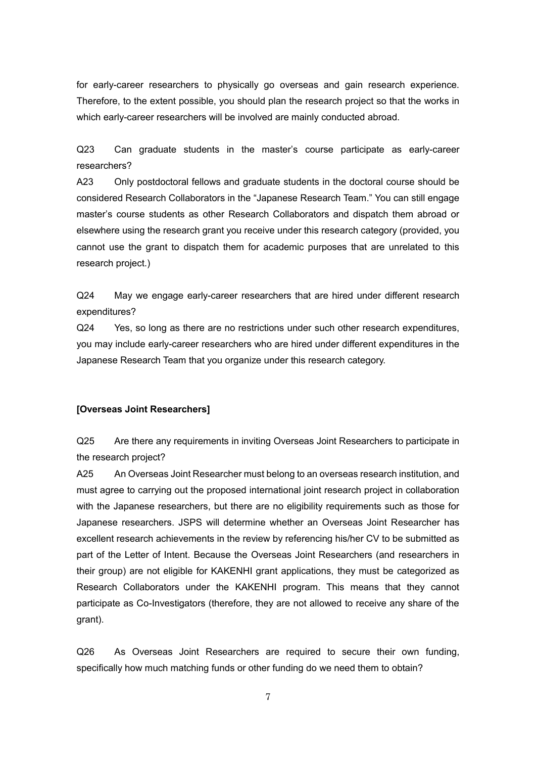for early-career researchers to physically go overseas and gain research experience. Therefore, to the extent possible, you should plan the research project so that the works in which early-career researchers will be involved are mainly conducted abroad.

Q23 Can graduate students in the master's course participate as early-career researchers?

A23 Only postdoctoral fellows and graduate students in the doctoral course should be considered Research Collaborators in the "Japanese Research Team." You can still engage master's course students as other Research Collaborators and dispatch them abroad or elsewhere using the research grant you receive under this research category (provided, you cannot use the grant to dispatch them for academic purposes that are unrelated to this research project.)

Q24 May we engage early-career researchers that are hired under different research expenditures?

Q24 Yes, so long as there are no restrictions under such other research expenditures, you may include early-career researchers who are hired under different expenditures in the Japanese Research Team that you organize under this research category.

**[Overseas Joint Researchers]**

Q25 Are there any requirements in inviting Overseas Joint Researchers to participate in the research project?

A25 An Overseas Joint Researcher must belong to an overseas research institution, and must agree to carrying out the proposed international joint research project in collaboration with the Japanese researchers, but there are no eligibility requirements such as those for Japanese researchers. JSPS will determine whether an Overseas Joint Researcher has excellent research achievements in the review by referencing his/her CV to be submitted as part of the Letter of Intent. Because the Overseas Joint Researchers (and researchers in their group) are not eligible for KAKENHI grant applications, they must be categorized as Research Collaborators under the KAKENHI program. This means that they cannot participate as Co-Investigators (therefore, they are not allowed to receive any share of the grant).

Q26 As Overseas Joint Researchers are required to secure their own funding, specifically how much matching funds or other funding do we need them to obtain?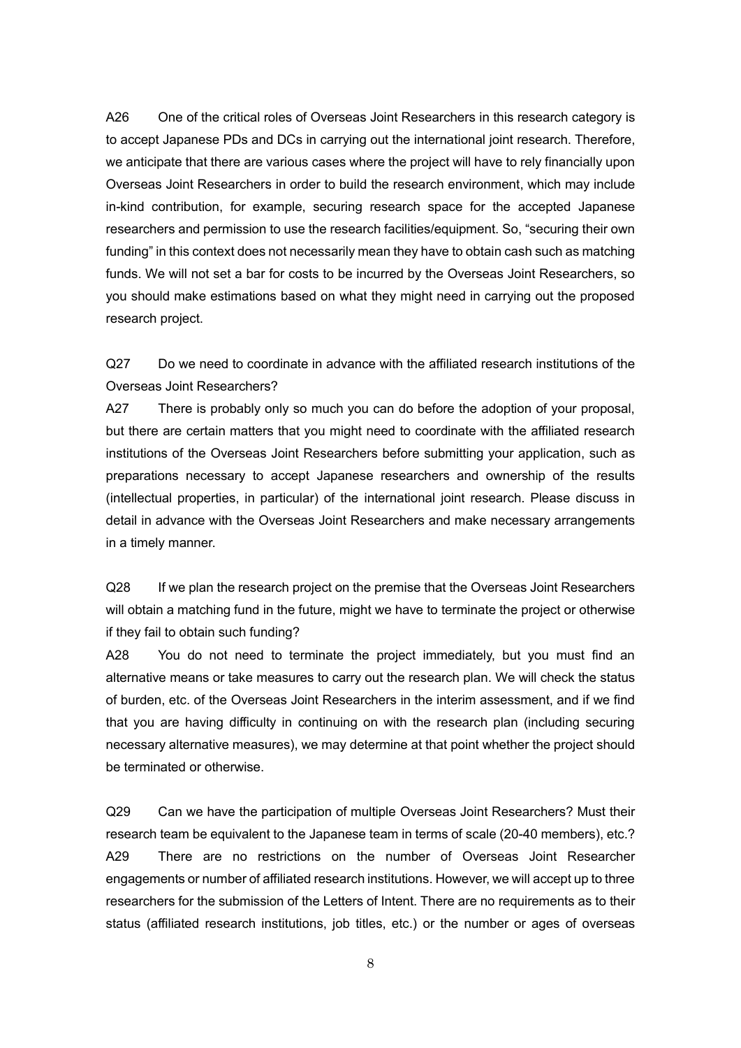A26 One of the critical roles of Overseas Joint Researchers in this research category is to accept Japanese PDs and DCs in carrying out the international joint research. Therefore, we anticipate that there are various cases where the project will have to rely financially upon Overseas Joint Researchers in order to build the research environment, which may include in-kind contribution, for example, securing research space for the accepted Japanese researchers and permission to use the research facilities/equipment. So, "securing their own funding" in this context does not necessarily mean they have to obtain cash such as matching funds. We will not set a bar for costs to be incurred by the Overseas Joint Researchers, so you should make estimations based on what they might need in carrying out the proposed research project.

Q27 Do we need to coordinate in advance with the affiliated research institutions of the Overseas Joint Researchers?

A27 There is probably only so much you can do before the adoption of your proposal, but there are certain matters that you might need to coordinate with the affiliated research institutions of the Overseas Joint Researchers before submitting your application, such as preparations necessary to accept Japanese researchers and ownership of the results (intellectual properties, in particular) of the international joint research. Please discuss in detail in advance with the Overseas Joint Researchers and make necessary arrangements in a timely manner.

Q28 If we plan the research project on the premise that the Overseas Joint Researchers will obtain a matching fund in the future, might we have to terminate the project or otherwise if they fail to obtain such funding?

A28 You do not need to terminate the project immediately, but you must find an alternative means or take measures to carry out the research plan. We will check the status of burden, etc. of the Overseas Joint Researchers in the interim assessment, and if we find that you are having difficulty in continuing on with the research plan (including securing necessary alternative measures), we may determine at that point whether the project should be terminated or otherwise.

Q29 Can we have the participation of multiple Overseas Joint Researchers? Must their research team be equivalent to the Japanese team in terms of scale (20-40 members), etc.?

A29 There are no restrictions on the number of Overseas Joint Researcher engagements or number of affiliated research institutions. However, we will accept up to three researchers for the submission of the Letters of Intent. There are no requirements as to their status (affiliated research institutions, job titles, etc.) or the number or ages of overseas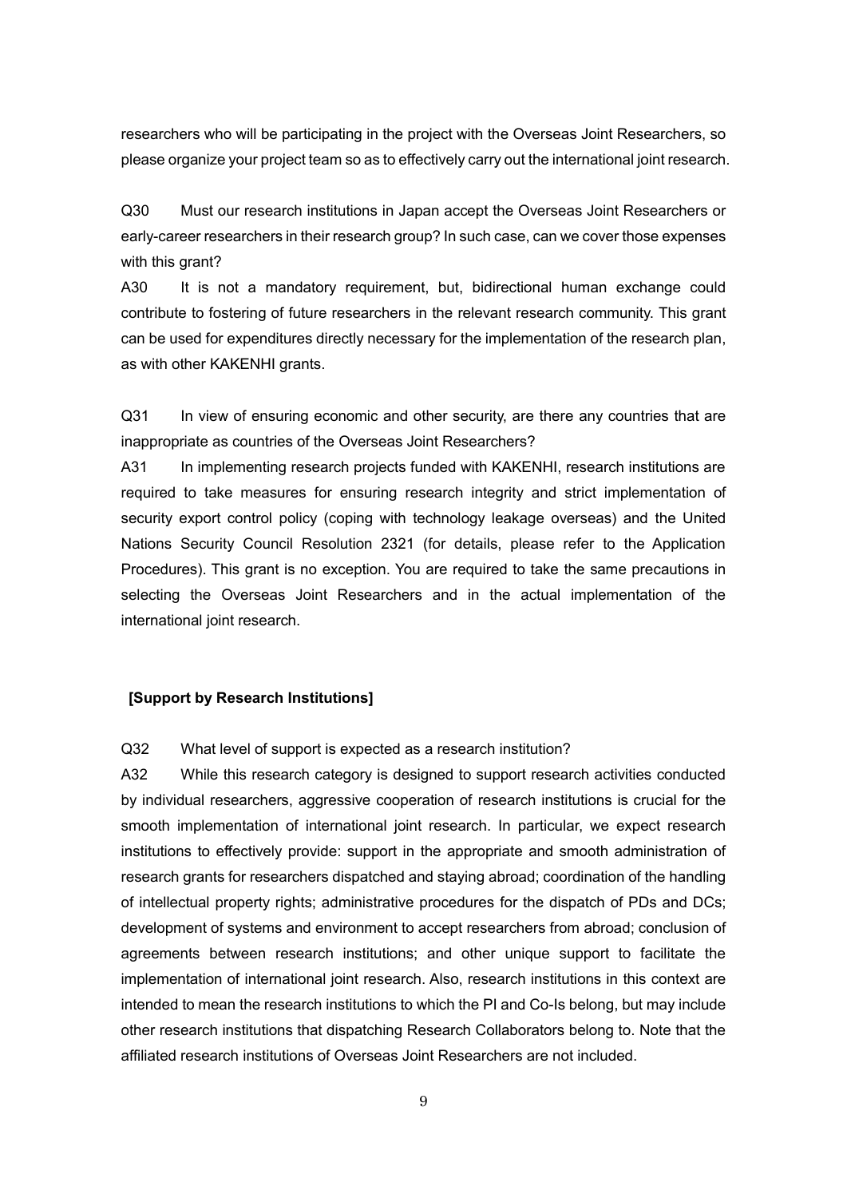researchers who will be participating in the project with the Overseas Joint Researchers, so please organize your project team so as to effectively carry out the international joint research.

Q30 Must our research institutions in Japan accept the Overseas Joint Researchers or early-career researchers in their research group? In such case, can we cover those expenses with this grant?

A30 It is not a mandatory requirement, but, bidirectional human exchange could contribute to fostering of future researchers in the relevant research community. This grant can be used for expenditures directly necessary for the implementation of the research plan, as with other KAKENHI grants.

Q31 In view of ensuring economic and other security, are there any countries that are inappropriate as countries of the Overseas Joint Researchers?

A31 In implementing research projects funded with KAKENHI, research institutions are required to take measures for ensuring research integrity and strict implementation of security export control policy (coping with technology leakage overseas) and the United Nations Security Council Resolution 2321 (for details, please refer to the Application Procedures). This grant is no exception. You are required to take the same precautions in selecting the Overseas Joint Researchers and in the actual implementation of the international joint research.

**[Support by Research Institutions]**

Q32 What level of support is expected as a research institution?

A32 While this research category is designed to support research activities conducted by individual researchers, aggressive cooperation of research institutions is crucial for the smooth implementation of international joint research. In particular, we expect research institutions to effectively provide: support in the appropriate and smooth administration of research grants for researchers dispatched and staying abroad; coordination of the handling of intellectual property rights; administrative procedures for the dispatch of PDs and DCs; development of systems and environment to accept researchers from abroad; conclusion of agreements between research institutions; and other unique support to facilitate the implementation of international joint research. Also, research institutions in this context are intended to mean the research institutions to which the PI and Co-Is belong, but may include other research institutions that dispatching Research Collaborators belong to. Note that the affiliated research institutions of Overseas Joint Researchers are not included.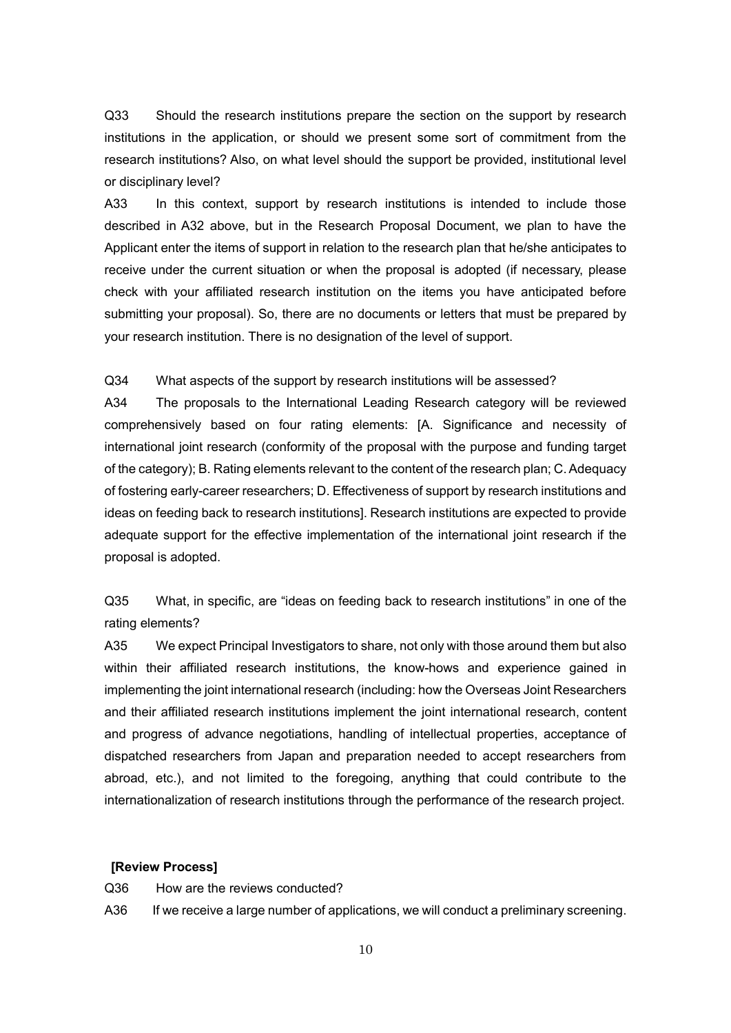Q33 Should the research institutions prepare the section on the support by research institutions in the application, or should we present some sort of commitment from the research institutions? Also, on what level should the support be provided, institutional level or disciplinary level?

A33 In this context, support by research institutions is intended to include those described in A32 above, but in the Research Proposal Document, we plan to have the Applicant enter the items of support in relation to the research plan that he/she anticipates to receive under the current situation or when the proposal is adopted (if necessary, please check with your affiliated research institution on the items you have anticipated before submitting your proposal). So, there are no documents or letters that must be prepared by your research institution. There is no designation of the level of support.

Q34 What aspects of the support by research institutions will be assessed?

A34 The proposals to the International Leading Research category will be reviewed comprehensively based on four rating elements: [A. Significance and necessity of international joint research (conformity of the proposal with the purpose and funding target of the category); B. Rating elements relevant to the content of the research plan; C. Adequacy of fostering early-career researchers; D. Effectiveness of support by research institutions and ideas on feeding back to research institutions]. Research institutions are expected to provide adequate support for the effective implementation of the international joint research if the proposal is adopted.

Q35 What, in specific, are "ideas on feeding back to research institutions" in one of the rating elements?

A35 We expect Principal Investigators to share, not only with those around them but also within their affiliated research institutions, the know-hows and experience gained in implementing the joint international research (including: how the Overseas Joint Researchers and their affiliated research institutions implement the joint international research, content and progress of advance negotiations, handling of intellectual properties, acceptance of dispatched researchers from Japan and preparation needed to accept researchers from abroad, etc.), and not limited to the foregoing, anything that could contribute to the internationalization of research institutions through the performance of the research project.

**[Review Process]**

Q36 How are the reviews conducted?

A36 If we receive a large number of applications, we will conduct a preliminary screening.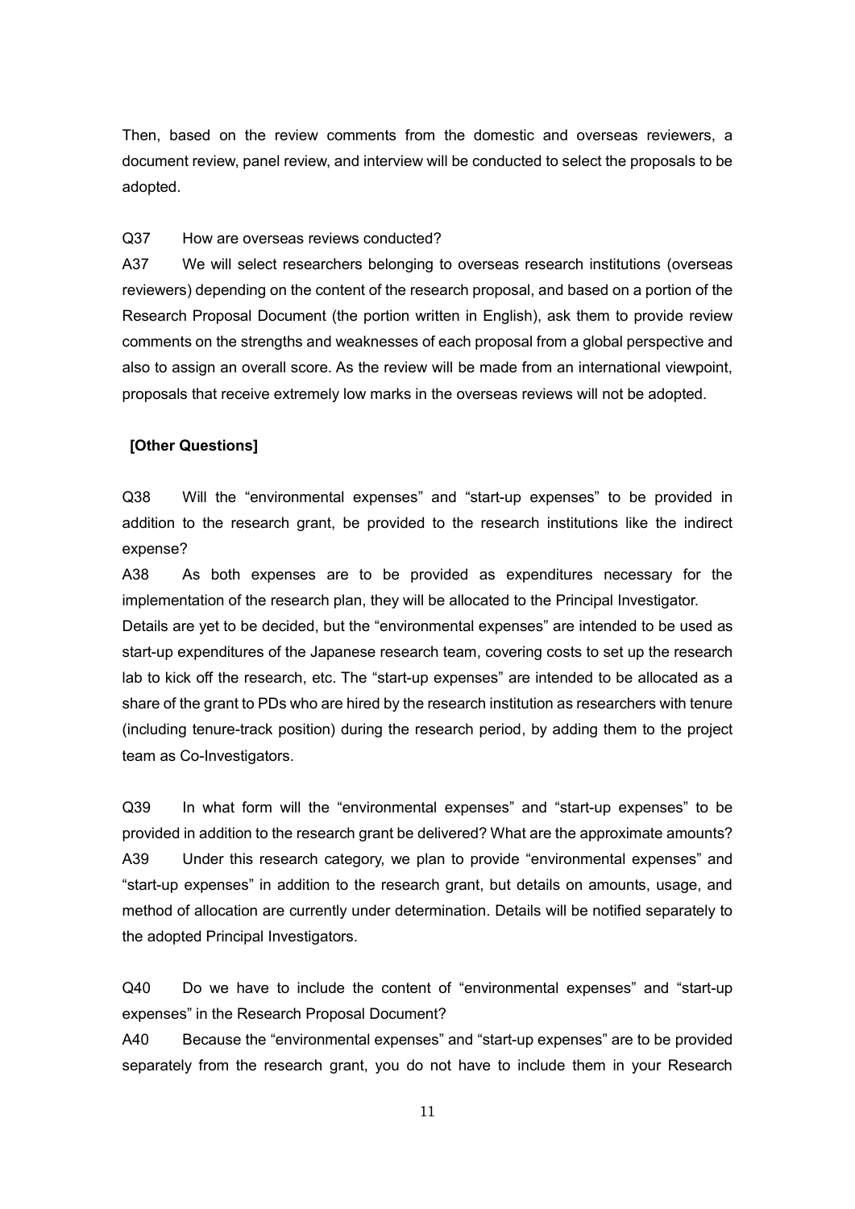Then, based on the review comments from the domestic and overseas reviewers, a document review, panel review, and interview will be conducted to select the proposals to be adopted.

Q37 How are overseas reviews conducted?

A37 We will select researchers belonging to overseas research institutions (overseas reviewers) depending on the content of the research proposal, and based on a portion of the Research Proposal Document (the portion written in English), ask them to provide review comments on the strengths and weaknesses of each proposal from a global perspective and also to assign an overall score. As the review will be made from an international viewpoint, proposals that receive extremely low marks in the overseas reviews will not be adopted.

**[Other Questions]**

Q38 Will the "environmental expenses" and "start-up expenses" to be provided in addition to the research grant, be provided to the research institutions like the indirect expense?

A38 As both expenses are to be provided as expenditures necessary for the implementation of the research plan, they will be allocated to the Principal Investigator.

Details are yet to be decided, but the "environmental expenses" are intended to be used as start-up expenditures of the Japanese research team, covering costs to set up the research lab to kick off the research, etc. The "start-up expenses" are intended to be allocated as a share of the grant to PDs who are hired by the research institution as researchers with tenure (including tenure-track position) during the research period, by adding them to the project team as Co-Investigators.

Q39 In what form will the "environmental expenses" and "start-up expenses" to be provided in addition to the research grant be delivered? What are the approximate amounts?

A39 Under this research category, we plan to provide "environmental expenses" and "start-up expenses" in addition to the research grant, but details on amounts, usage, and method of allocation are currently under determination. Details will be notified separately to the adopted Principal Investigators.

Q40 Do we have to include the content of "environmental expenses" and "start-up expenses" in the Research Proposal Document?

A40 Because the "environmental expenses" and "start-up expenses" are to be provided separately from the research grant, you do not have to include them in your Research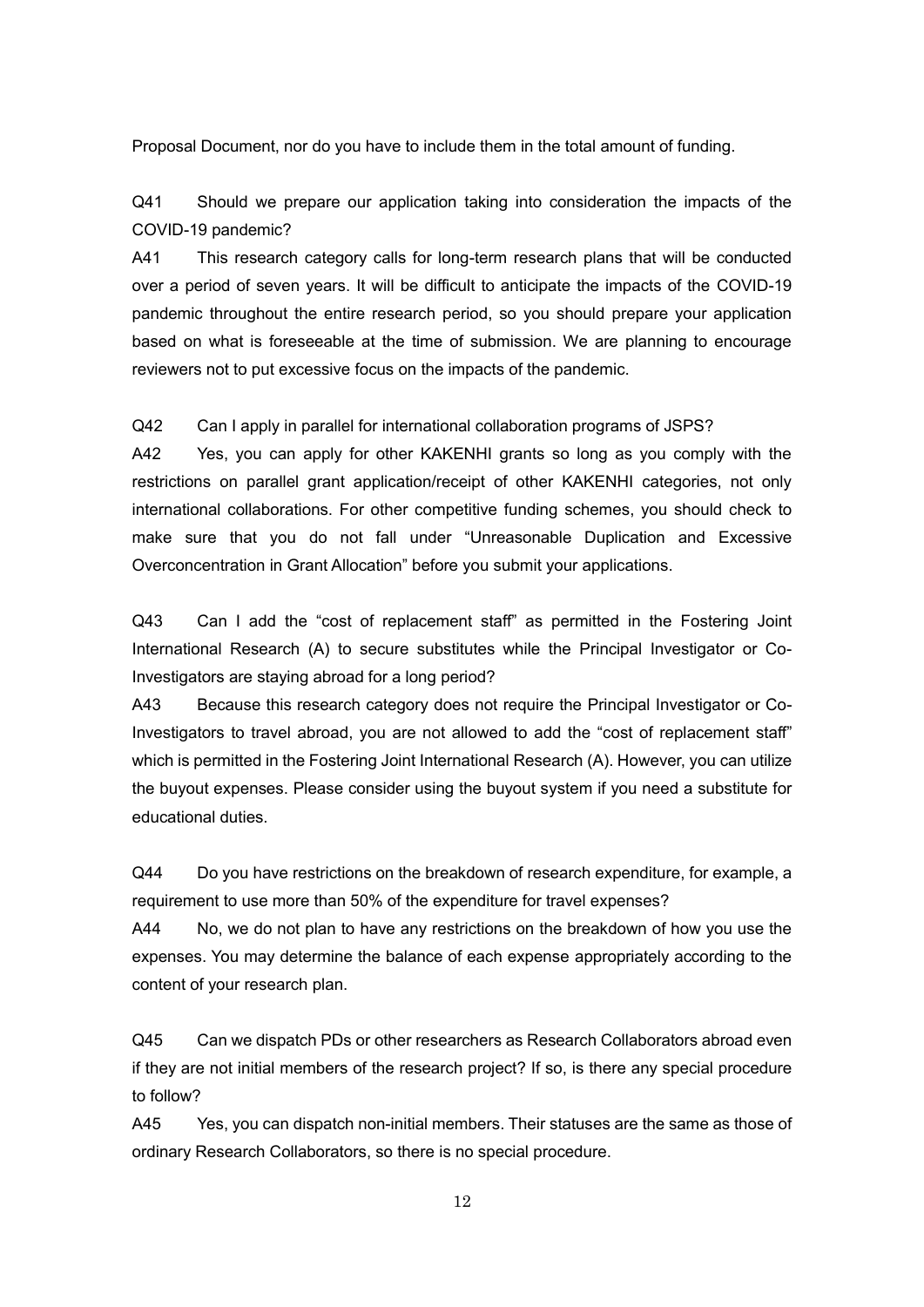Proposal Document, nor do you have to include them in the total amount of funding.

Q41 Should we prepare our application taking into consideration the impacts of the COVID-19 pandemic?

A41 This research category calls for long-term research plans that will be conducted over a period of seven years. It will be difficult to anticipate the impacts of the COVID-19 pandemic throughout the entire research period, so you should prepare your application based on what is foreseeable at the time of submission. We are planning to encourage reviewers not to put excessive focus on the impacts of the pandemic.

Q42 Can I apply in parallel for international collaboration programs of JSPS?

A42 Yes, you can apply for other KAKENHI grants so long as you comply with the restrictions on parallel grant application/receipt of other KAKENHI categories, not only international collaborations. For other competitive funding schemes, you should check to make sure that you do not fall under "Unreasonable Duplication and Excessive Overconcentration in Grant Allocation" before you submit your applications.

Q43 Can I add the "cost of replacement staff" as permitted in the Fostering Joint International Research (A) to secure substitutes while the Principal Investigator or Co-Investigators are staying abroad for a long period?

A43 Because this research category does not require the Principal Investigator or Co-Investigators to travel abroad, you are not allowed to add the "cost of replacement staff" which is permitted in the Fostering Joint International Research (A). However, you can utilize the buyout expenses. Please consider using the buyout system if you need a substitute for educational duties.

Q44 Do you have restrictions on the breakdown of research expenditure, for example, a requirement to use more than 50% of the expenditure for travel expenses?

A44 No, we do not plan to have any restrictions on the breakdown of how you use the expenses. You may determine the balance of each expense appropriately according to the content of your research plan.

Q45 Can we dispatch PDs or other researchers as Research Collaborators abroad even if they are not initial members of the research project? If so, is there any special procedure to follow?

A45 Yes, you can dispatch non-initial members. Their statuses are the same as those of ordinary Research Collaborators, so there is no special procedure.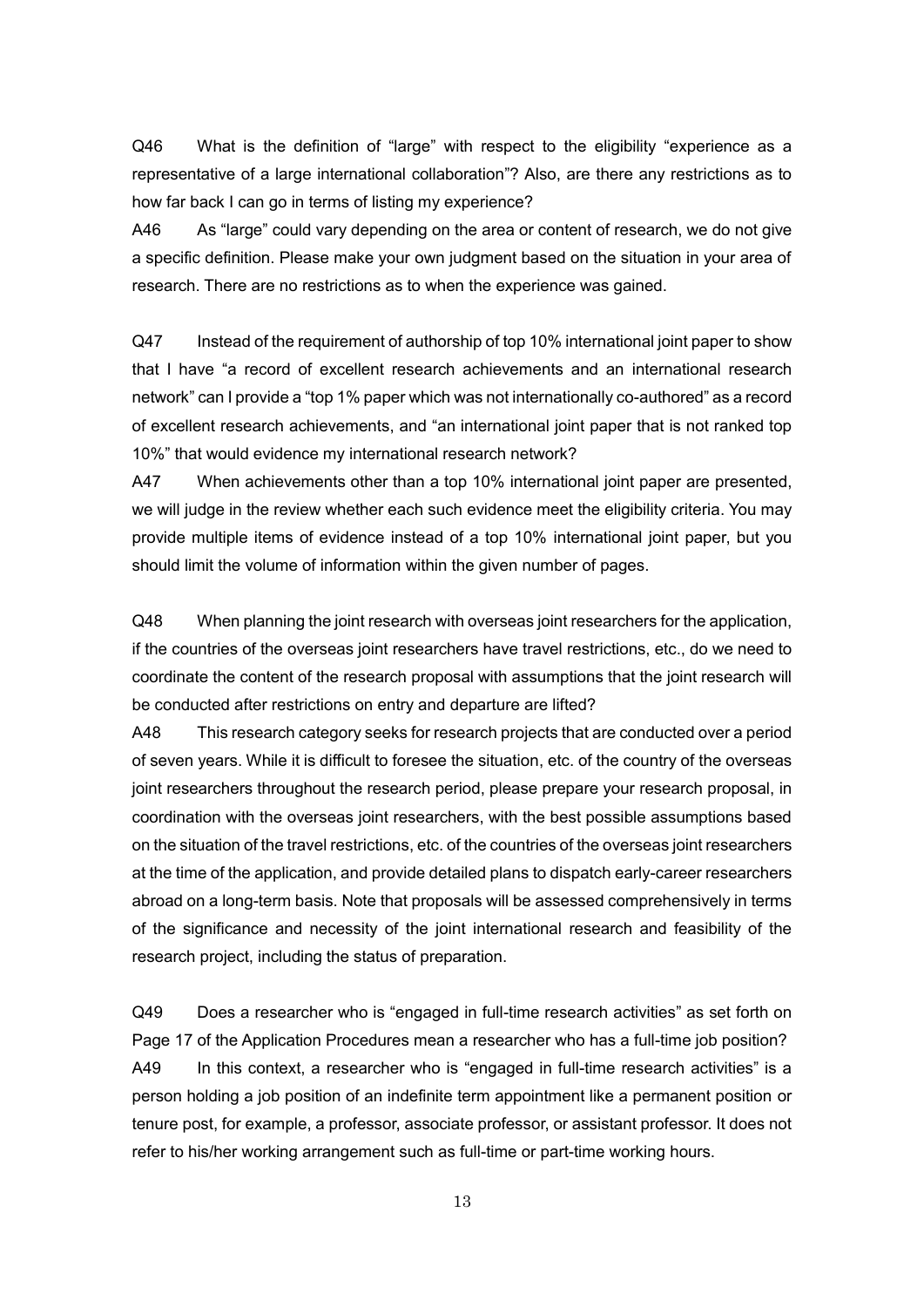Q46 What is the definition of “large” with respect to the eligibility “experience as a representative of a large international collaboration”? Also, are there any restrictions as to how far back I can go in terms of listing my experience?

A46 As “large” could vary depending on the area or content of research, we do not give a specific definition. Please make your own judgment based on the situation in your area of research. There are no restrictions as to when the experience was gained.

Q47 Instead of the requirement of authorship of top 10% international joint paper to show that I have “a record of excellent research achievements and an international research network” can I provide a “top 1% paper which was not internationally co-authored” as a record of excellent research achievements, and “an international joint paper that is not ranked top 10%” that would evidence my international research network?

A47 When achievements other than a top 10% international joint paper are presented, we will judge in the review whether each such evidence meet the eligibility criteria. You may provide multiple items of evidence instead of a top 10% international joint paper, but you should limit the volume of information within the given number of pages.

Q48 When planning the joint research with overseas joint researchers for the application, if the countries of the overseas joint researchers have travel restrictions, etc., do we need to coordinate the content of the research proposal with assumptions that the joint research will be conducted after restrictions on entry and departure are lifted?

A48 This research category seeks for research projects that are conducted over a period of seven years. While it is difficult to foresee the situation, etc. of the country of the overseas joint researchers throughout the research period, please prepare your research proposal, in coordination with the overseas joint researchers, with the best possible assumptions based on the situation of the travel restrictions, etc. of the countries of the overseas joint researchers at the time of the application, and provide detailed plans to dispatch early-career researchers abroad on a long-term basis. Note that proposals will be assessed comprehensively in terms of the significance and necessity of the joint international research and feasibility of the research project, including the status of preparation.

Q49 Does a researcher who is “engaged in full-time research activities” as set forth on Page 17 of the Application Procedures mean a researcher who has a full-time job position?

A49 In this context, a researcher who is “engaged in full-time research activities” is a person holding a job position of an indefinite term appointment like a permanent position or tenure post, for example, a professor, associate professor, or assistant professor. It does not refer to his/her working arrangement such as full-time or part-time working hours.